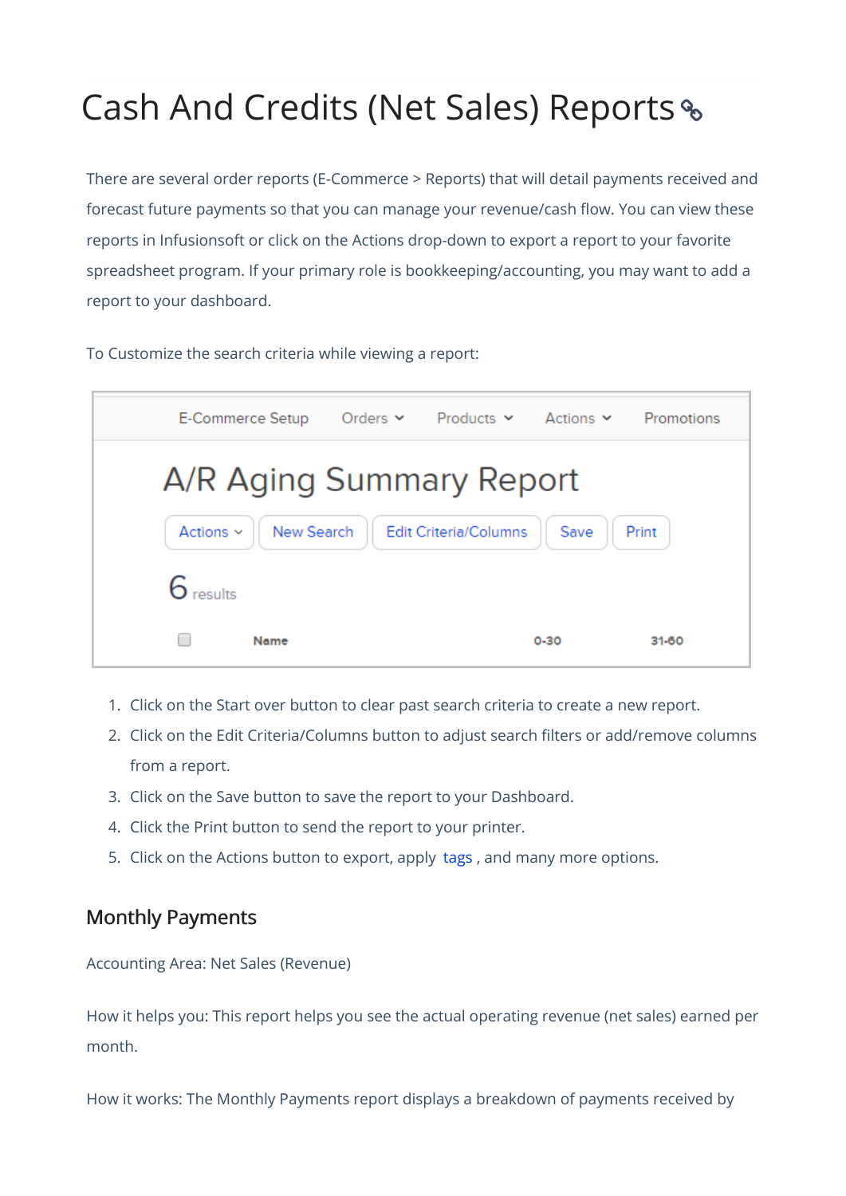# Cash And Credits (Net Sales) Reports

There are several order reports (E-Commerce > Reports) that will detail payments received and forecast future payments so that you can manage your revenue/cash flow. You can view these reports in Infusionsoft or click on the Actions drop-down to export a report to your favorite spreadsheet program. If your primary role is bookkeeping/accounting, you may want to add a report to your dashboard.

To Customize the search criteria while viewing a report:

1. Click on the Start over button to clear past search criteria to create a new report.
2. Click on the Edit Criteria/Columns button to adjust search filters or add/remove columns from a report.
3. Click on the Save button to save the report to your Dashboard.
4. Click the Print button to send the report to your printer.
5. Click on the Actions button to export, apply tags , and many more options.

## Monthly Payments

Accounting Area: Net Sales (Revenue)

How it helps you: This report helps you see the actual operating revenue (net sales) earned per month.

How it works: The Monthly Payments report displays a breakdown of payments received by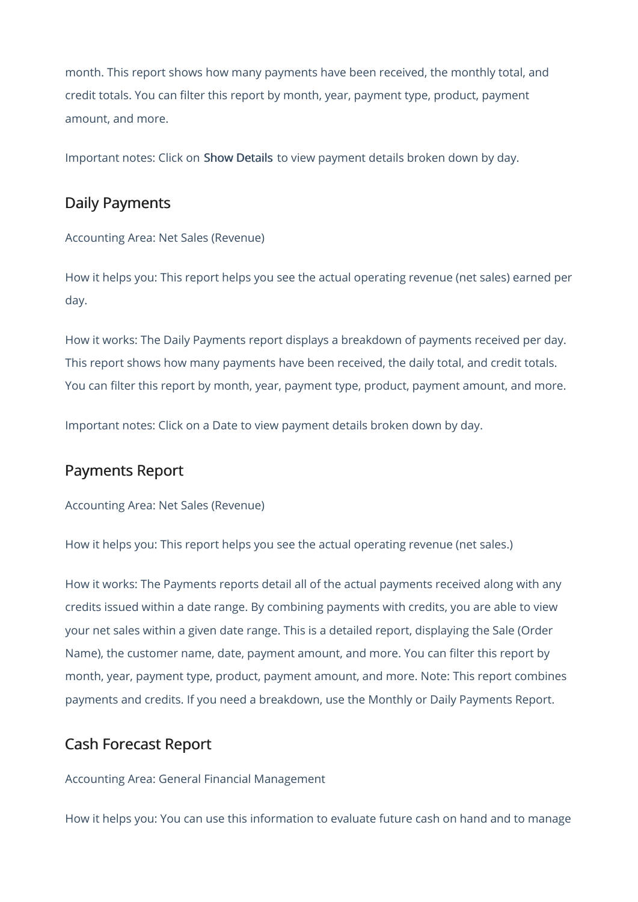month. This report shows how many payments have been received, the monthly total, and credit totals. You can filter this report by month, year, payment type, product, payment amount, and more.

Important notes: Click on **Show Details** to view payment details broken down by day.

## Daily Payments

Accounting Area: Net Sales (Revenue)

How it helps you: This report helps you see the actual operating revenue (net sales) earned per day.

How it works: The Daily Payments report displays a breakdown of payments received per day. This report shows how many payments have been received, the daily total, and credit totals. You can filter this report by month, year, payment type, product, payment amount, and more.

Important notes: Click on a Date to view payment details broken down by day.

## Payments Report

Accounting Area: Net Sales (Revenue)

How it helps you: This report helps you see the actual operating revenue (net sales.)

How it works: The Payments reports detail all of the actual payments received along with any credits issued within a date range. By combining payments with credits, you are able to view your net sales within a given date range. This is a detailed report, displaying the Sale (Order Name), the customer name, date, payment amount, and more. You can filter this report by month, year, payment type, product, payment amount, and more. Note: This report combines payments and credits. If you need a breakdown, use the Monthly or Daily Payments Report.

## Cash Forecast Report

Accounting Area: General Financial Management

How it helps you: You can use this information to evaluate future cash on hand and to manage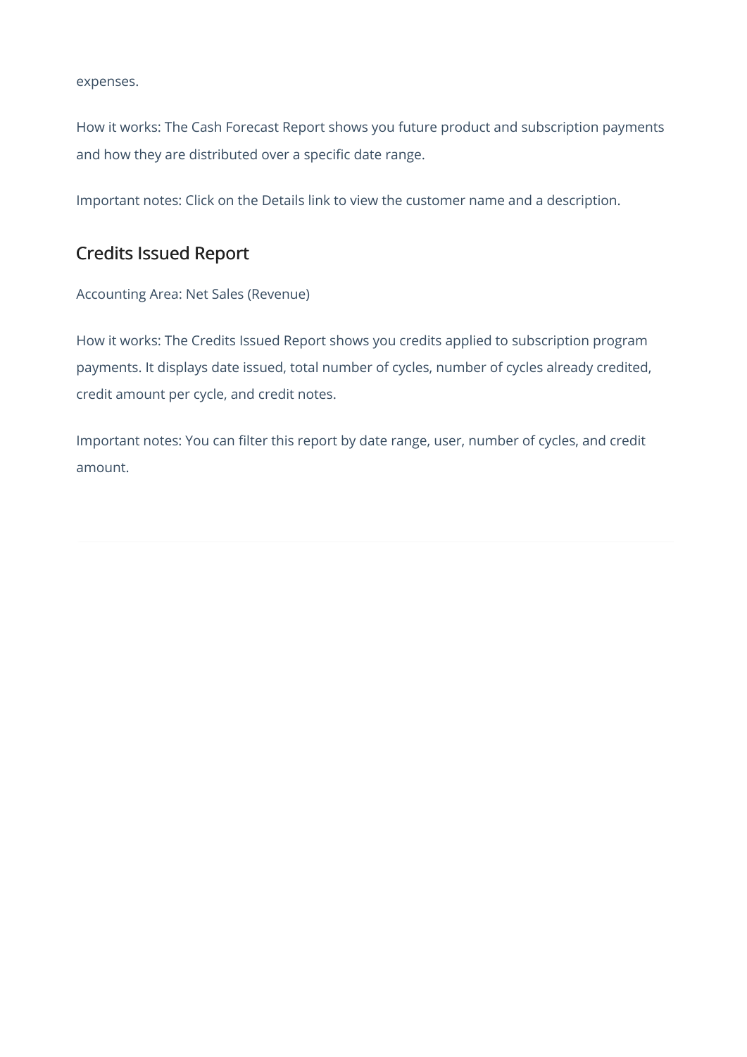expenses.

How it works: The Cash Forecast Report shows you future product and subscription payments and how they are distributed over a specific date range.

Important notes: Click on the Details link to view the customer name and a description.

## Credits Issued Report

Accounting Area: Net Sales (Revenue)

How it works: The Credits Issued Report shows you credits applied to subscription program payments. It displays date issued, total number of cycles, number of cycles already credited, credit amount per cycle, and credit notes.

Important notes: You can filter this report by date range, user, number of cycles, and credit amount.